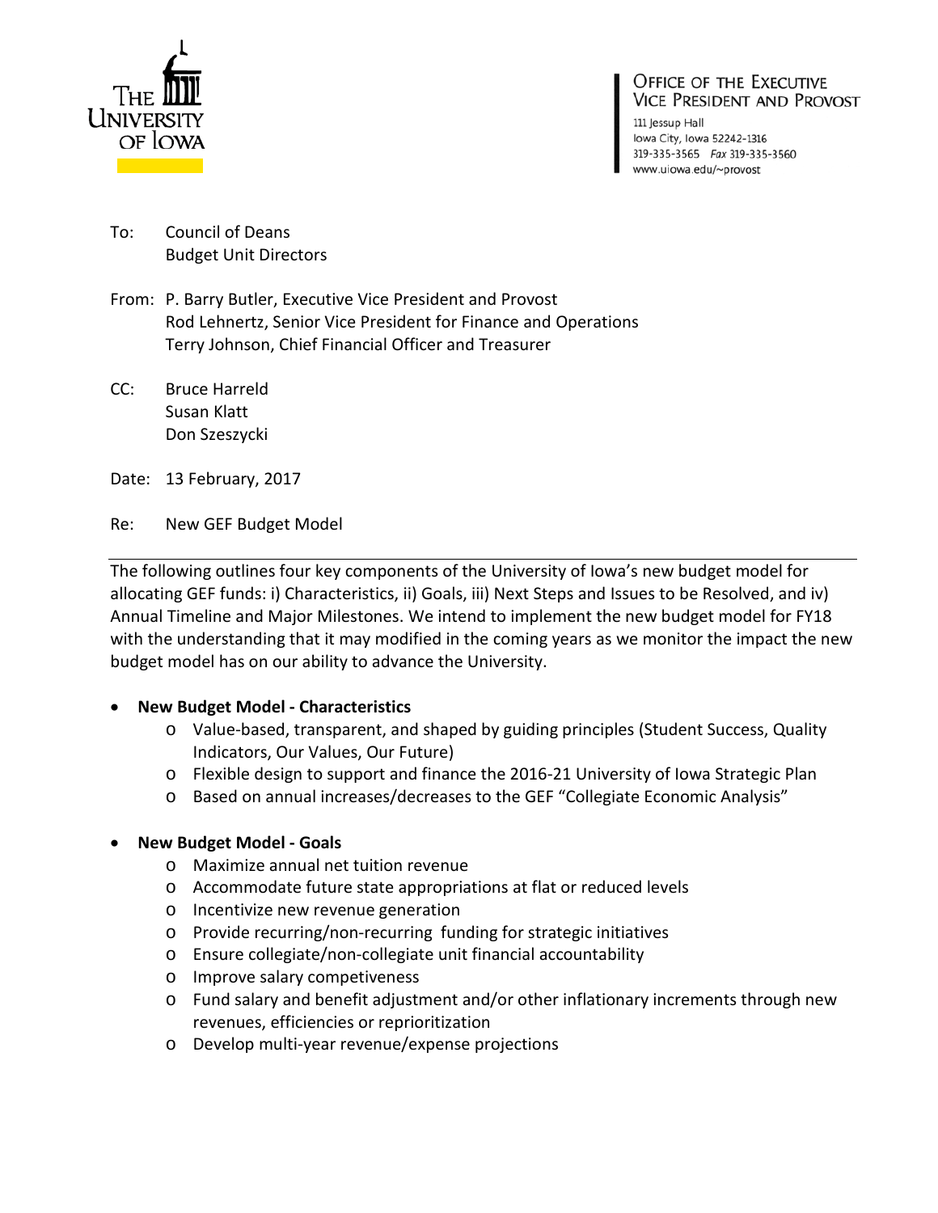THE UNIVERSITY OF IOWA

OFFICE OF THE EXECUTIVE VICE PRESIDENT AND PROVOST
111 Jessup Hall
Iowa City, Iowa 52242-1316
319-335-3565 *Fax* 319-335-3560
www.uiowa.edu/~provost

To: Council of Deans
Budget Unit Directors

From: P. Barry Butler, Executive Vice President and Provost
Rod Lehnertz, Senior Vice President for Finance and Operations
Terry Johnson, Chief Financial Officer and Treasurer

CC: Bruce Harreld
Susan Klatt
Don Szeszycki

Date: 13 February, 2017

Re: New GEF Budget Model

---

The following outlines four key components of the University of Iowa's new budget model for allocating GEF funds: i) Characteristics, ii) Goals, iii) Next Steps and Issues to be Resolved, and iv) Annual Timeline and Major Milestones. We intend to implement the new budget model for FY18 with the understanding that it may modified in the coming years as we monitor the impact the new budget model has on our ability to advance the University.

- **New Budget Model - Characteristics**
  - Value-based, transparent, and shaped by guiding principles (Student Success, Quality Indicators, Our Values, Our Future)
  - Flexible design to support and finance the 2016-21 University of Iowa Strategic Plan
  - Based on annual increases/decreases to the GEF "Collegiate Economic Analysis"

- **New Budget Model - Goals**
  - Maximize annual net tuition revenue
  - Accommodate future state appropriations at flat or reduced levels
  - Incentivize new revenue generation
  - Provide recurring/non-recurring funding for strategic initiatives
  - Ensure collegiate/non-collegiate unit financial accountability
  - Improve salary competitiveness
  - Fund salary and benefit adjustment and/or other inflationary increments through new revenues, efficiencies or reprioritization
  - Develop multi-year revenue/expense projections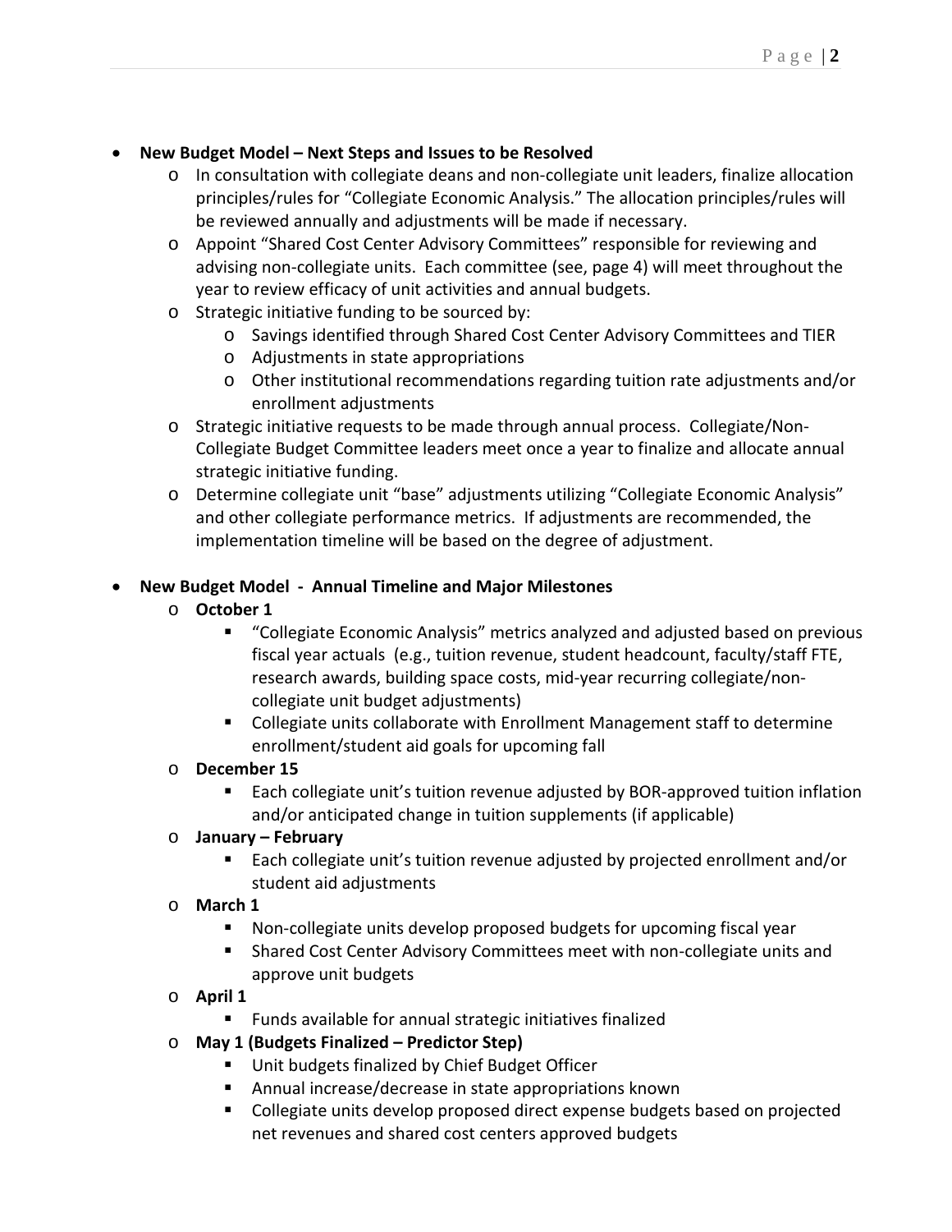- **New Budget Model – Next Steps and Issues to be Resolved**
  - In consultation with collegiate deans and non-collegiate unit leaders, finalize allocation principles/rules for "Collegiate Economic Analysis." The allocation principles/rules will be reviewed annually and adjustments will be made if necessary.
  - Appoint "Shared Cost Center Advisory Committees" responsible for reviewing and advising non-collegiate units. Each committee (see, page 4) will meet throughout the year to review efficacy of unit activities and annual budgets.
  - Strategic initiative funding to be sourced by:
    - Savings identified through Shared Cost Center Advisory Committees and TIER
    - Adjustments in state appropriations
    - Other institutional recommendations regarding tuition rate adjustments and/or enrollment adjustments
  - Strategic initiative requests to be made through annual process. Collegiate/Non-Collegiate Budget Committee leaders meet once a year to finalize and allocate annual strategic initiative funding.
  - Determine collegiate unit "base" adjustments utilizing "Collegiate Economic Analysis" and other collegiate performance metrics. If adjustments are recommended, the implementation timeline will be based on the degree of adjustment.

- **New Budget Model - Annual Timeline and Major Milestones**
  - **October 1**
    - "Collegiate Economic Analysis" metrics analyzed and adjusted based on previous fiscal year actuals (e.g., tuition revenue, student headcount, faculty/staff FTE, research awards, building space costs, mid-year recurring collegiate/non-collegiate unit budget adjustments)
    - Collegiate units collaborate with Enrollment Management staff to determine enrollment/student aid goals for upcoming fall
  - **December 15**
    - Each collegiate unit's tuition revenue adjusted by BOR-approved tuition inflation and/or anticipated change in tuition supplements (if applicable)
  - **January – February**
    - Each collegiate unit's tuition revenue adjusted by projected enrollment and/or student aid adjustments
  - **March 1**
    - Non-collegiate units develop proposed budgets for upcoming fiscal year
    - Shared Cost Center Advisory Committees meet with non-collegiate units and approve unit budgets
  - **April 1**
    - Funds available for annual strategic initiatives finalized
  - **May 1 (Budgets Finalized – Predictor Step)**
    - Unit budgets finalized by Chief Budget Officer
    - Annual increase/decrease in state appropriations known
    - Collegiate units develop proposed direct expense budgets based on projected net revenues and shared cost centers approved budgets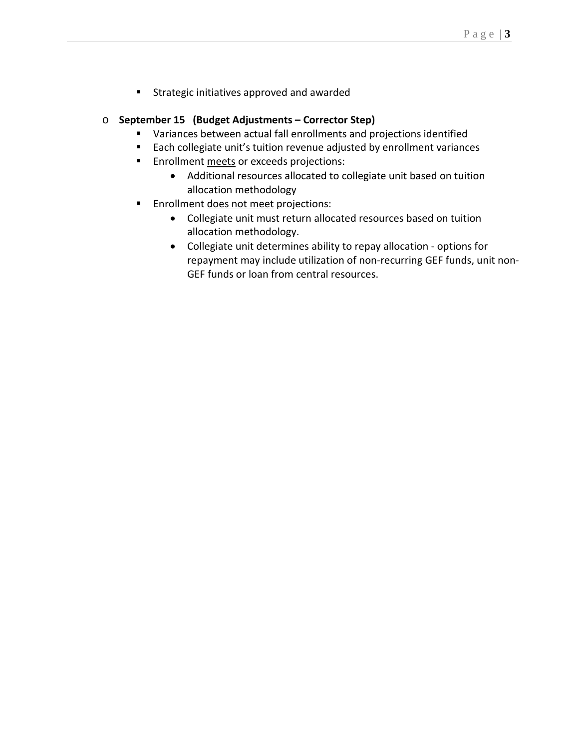- Strategic initiatives approved and awarded

- **September 15 (Budget Adjustments – Corrector Step)**
    - Variances between actual fall enrollments and projections identified
    - Each collegiate unit's tuition revenue adjusted by enrollment variances
    - Enrollment <u>meets</u> or exceeds projections:
        - Additional resources allocated to collegiate unit based on tuition allocation methodology
    - Enrollment <u>does not meet</u> projections:
        - Collegiate unit must return allocated resources based on tuition allocation methodology.
        - Collegiate unit determines ability to repay allocation - options for repayment may include utilization of non-recurring GEF funds, unit non-GEF funds or loan from central resources.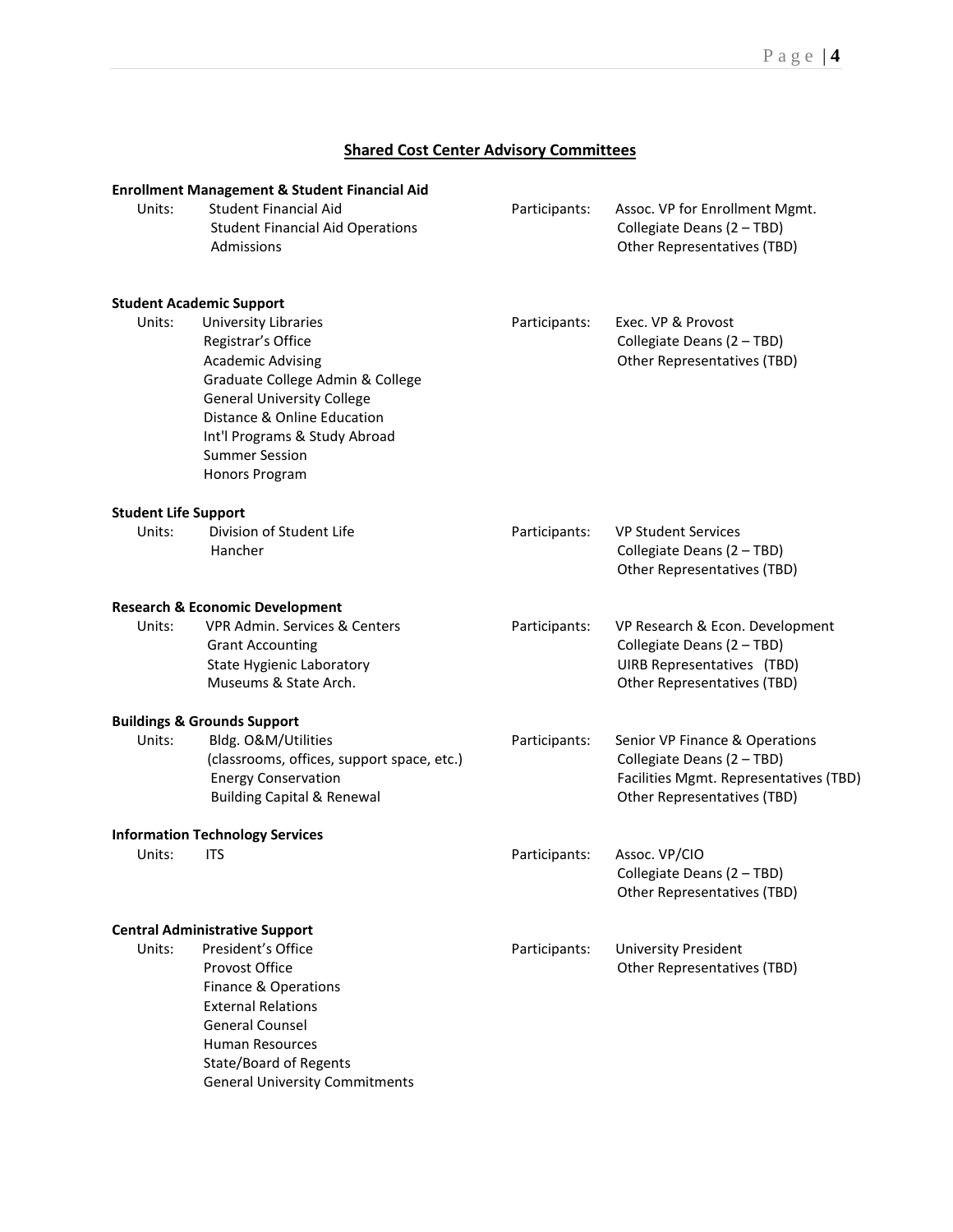## Shared Cost Center Advisory Committees

**Enrollment Management & Student Financial Aid**

| | | | |
|---|---|---|---|
| Units: | Student Financial Aid<br>Student Financial Aid Operations<br>Admissions | Participants: | Assoc. VP for Enrollment Mgmt.<br>Collegiate Deans (2 – TBD)<br>Other Representatives (TBD) |

**Student Academic Support**

| | | | |
|---|---|---|---|
| Units: | University Libraries<br>Registrar's Office<br>Academic Advising<br>Graduate College Admin & College<br>General University College<br>Distance & Online Education<br>Int'l Programs & Study Abroad<br>Summer Session<br>Honors Program | Participants: | Exec. VP & Provost<br>Collegiate Deans (2 – TBD)<br>Other Representatives (TBD) |

**Student Life Support**

| | | | |
|---|---|---|---|
| Units: | Division of Student Life<br>Hancher | Participants: | VP Student Services<br>Collegiate Deans (2 – TBD)<br>Other Representatives (TBD) |

**Research & Economic Development**

| | | | |
|---|---|---|---|
| Units: | VPR Admin. Services & Centers<br>Grant Accounting<br>State Hygienic Laboratory<br>Museums & State Arch. | Participants: | VP Research & Econ. Development<br>Collegiate Deans (2 – TBD)<br>UIRB Representatives (TBD)<br>Other Representatives (TBD) |

**Buildings & Grounds Support**

| | | | |
|---|---|---|---|
| Units: | Bldg. O&M/Utilities<br>(classrooms, offices, support space, etc.)<br>Energy Conservation<br>Building Capital & Renewal | Participants: | Senior VP Finance & Operations<br>Collegiate Deans (2 – TBD)<br>Facilities Mgmt. Representatives (TBD)<br>Other Representatives (TBD) |

**Information Technology Services**

| | | | |
|---|---|---|---|
| Units: | ITS | Participants: | Assoc. VP/CIO<br>Collegiate Deans (2 – TBD)<br>Other Representatives (TBD) |

**Central Administrative Support**

| | | | |
|---|---|---|---|
| Units: | President's Office<br>Provost Office<br>Finance & Operations<br>External Relations<br>General Counsel<br>Human Resources<br>State/Board of Regents<br>General University Commitments | Participants: | University President<br>Other Representatives (TBD) |